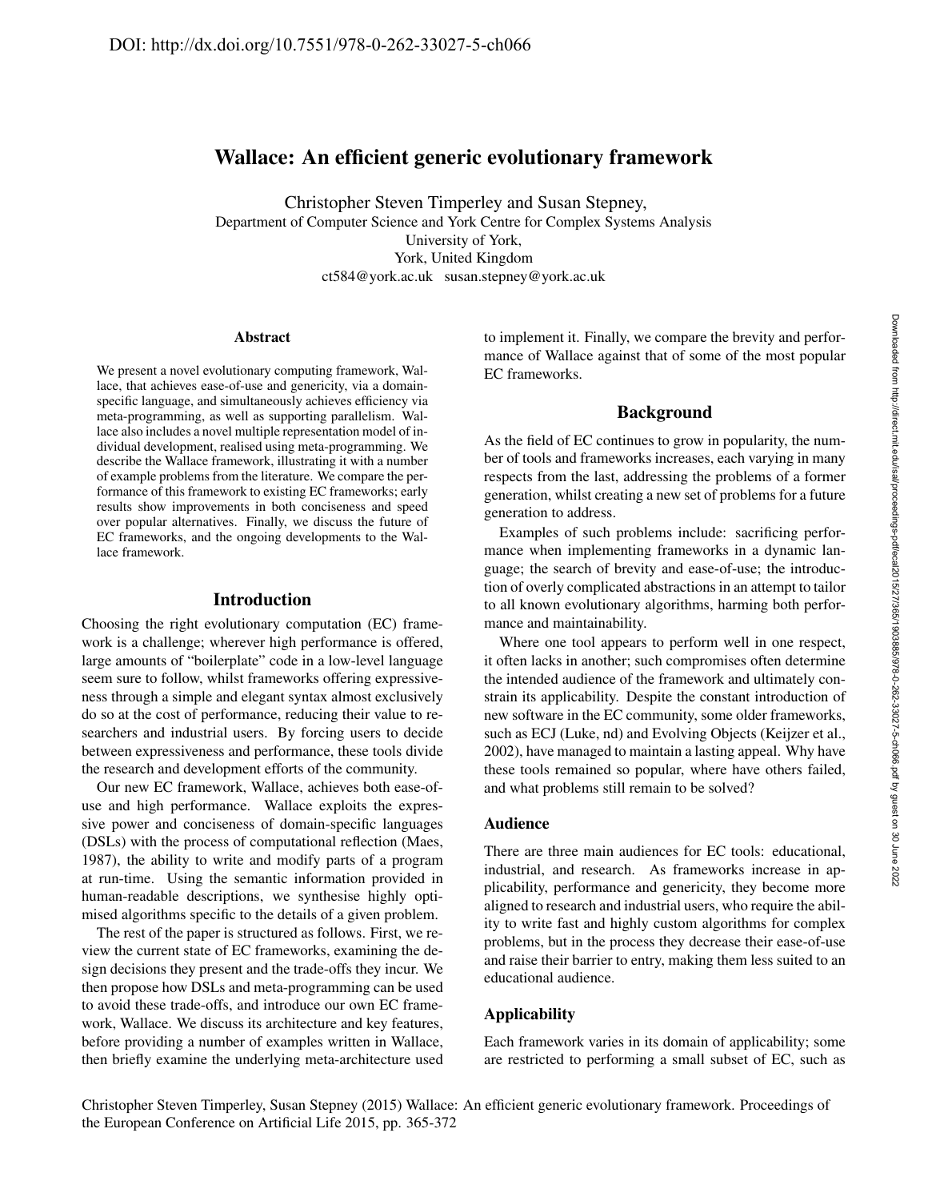DOI: http://dx.doi.org/10.7551/978-0-262-33027-5-ch066

# Wallace: An efficient generic evolutionary framework

Christopher Steven Timperley and Susan Stepney,
Department of Computer Science and York Centre for Complex Systems Analysis
University of York,
York, United Kingdom
ct584@york.ac.uk susan.stepney@york.ac.uk

### Abstract

We present a novel evolutionary computing framework, Wallace, that achieves ease-of-use and genericity, via a domain-specific language, and simultaneously achieves efficiency via meta-programming, as well as supporting parallelism. Wallace also includes a novel multiple representation model of individual development, realised using meta-programming. We describe the Wallace framework, illustrating it with a number of example problems from the literature. We compare the performance of this framework to existing EC frameworks; early results show improvements in both conciseness and speed over popular alternatives. Finally, we discuss the future of EC frameworks, and the ongoing developments to the Wallace framework.

## Introduction

Choosing the right evolutionary computation (EC) framework is a challenge; wherever high performance is offered, large amounts of "boilerplate" code in a low-level language seem sure to follow, whilst frameworks offering expressiveness through a simple and elegant syntax almost exclusively do so at the cost of performance, reducing their value to researchers and industrial users. By forcing users to decide between expressiveness and performance, these tools divide the research and development efforts of the community.

Our new EC framework, Wallace, achieves both ease-of-use and high performance. Wallace exploits the expressive power and conciseness of domain-specific languages (DSLs) with the process of computational reflection (Maes, 1987), the ability to write and modify parts of a program at run-time. Using the semantic information provided in human-readable descriptions, we synthesise highly optimised algorithms specific to the details of a given problem.

The rest of the paper is structured as follows. First, we review the current state of EC frameworks, examining the design decisions they present and the trade-offs they incur. We then propose how DSLs and meta-programming can be used to avoid these trade-offs, and introduce our own EC framework, Wallace. We discuss its architecture and key features, before providing a number of examples written in Wallace, then briefly examine the underlying meta-architecture used to implement it. Finally, we compare the brevity and performance of Wallace against that of some of the most popular EC frameworks.

## Background

As the field of EC continues to grow in popularity, the number of tools and frameworks increases, each varying in many respects from the last, addressing the problems of a former generation, whilst creating a new set of problems for a future generation to address.

Examples of such problems include: sacrificing performance when implementing frameworks in a dynamic language; the search of brevity and ease-of-use; the introduction of overly complicated abstractions in an attempt to tailor to all known evolutionary algorithms, harming both performance and maintainability.

Where one tool appears to perform well in one respect, it often lacks in another; such compromises often determine the intended audience of the framework and ultimately constrain its applicability. Despite the constant introduction of new software in the EC community, some older frameworks, such as ECJ (Luke, nd) and Evolving Objects (Keijzer et al., 2002), have managed to maintain a lasting appeal. Why have these tools remained so popular, where have others failed, and what problems still remain to be solved?

### Audience

There are three main audiences for EC tools: educational, industrial, and research. As frameworks increase in applicability, performance and genericity, they become more aligned to research and industrial users, who require the ability to write fast and highly custom algorithms for complex problems, but in the process they decrease their ease-of-use and raise their barrier to entry, making them less suited to an educational audience.

### Applicability

Each framework varies in its domain of applicability; some are restricted to performing a small subset of EC, such as

Christopher Steven Timperley, Susan Stepney (2015) Wallace: An efficient generic evolutionary framework. Proceedings of the European Conference on Artificial Life 2015, pp. 365-372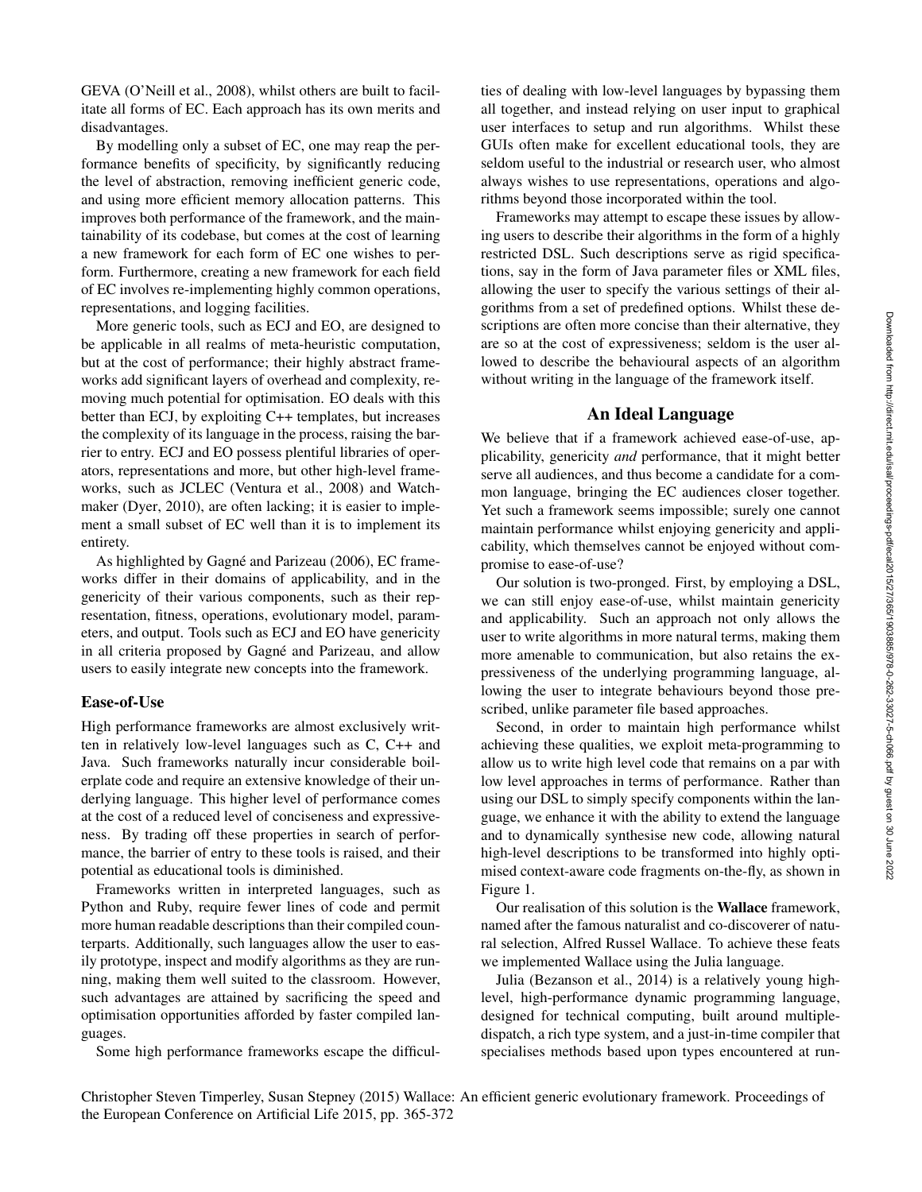GEVA (O'Neill et al., 2008), whilst others are built to facilitate all forms of EC. Each approach has its own merits and disadvantages.

By modelling only a subset of EC, one may reap the performance benefits of specificity, by significantly reducing the level of abstraction, removing inefficient generic code, and using more efficient memory allocation patterns. This improves both performance of the framework, and the maintainability of its codebase, but comes at the cost of learning a new framework for each form of EC one wishes to perform. Furthermore, creating a new framework for each field of EC involves re-implementing highly common operations, representations, and logging facilities.

More generic tools, such as ECJ and EO, are designed to be applicable in all realms of meta-heuristic computation, but at the cost of performance; their highly abstract frameworks add significant layers of overhead and complexity, removing much potential for optimisation. EO deals with this better than ECJ, by exploiting C++ templates, but increases the complexity of its language in the process, raising the barrier to entry. ECJ and EO possess plentiful libraries of operators, representations and more, but other high-level frameworks, such as JCLEC (Ventura et al., 2008) and Watchmaker (Dyer, 2010), are often lacking; it is easier to implement a small subset of EC well than it is to implement its entirety.

As highlighted by Gagné and Parizeau (2006), EC frameworks differ in their domains of applicability, and in the genericity of their various components, such as their representation, fitness, operations, evolutionary model, parameters, and output. Tools such as ECJ and EO have genericity in all criteria proposed by Gagné and Parizeau, and allow users to easily integrate new concepts into the framework.

### Ease-of-Use

High performance frameworks are almost exclusively written in relatively low-level languages such as C, C++ and Java. Such frameworks naturally incur considerable boilerplate code and require an extensive knowledge of their underlying language. This higher level of performance comes at the cost of a reduced level of conciseness and expressiveness. By trading off these properties in search of performance, the barrier of entry to these tools is raised, and their potential as educational tools is diminished.

Frameworks written in interpreted languages, such as Python and Ruby, require fewer lines of code and permit more human readable descriptions than their compiled counterparts. Additionally, such languages allow the user to easily prototype, inspect and modify algorithms as they are running, making them well suited to the classroom. However, such advantages are attained by sacrificing the speed and optimisation opportunities afforded by faster compiled languages.

Some high performance frameworks escape the difficulties of dealing with low-level languages by bypassing them all together, and instead relying on user input to graphical user interfaces to setup and run algorithms. Whilst these GUIs often make for excellent educational tools, they are seldom useful to the industrial or research user, who almost always wishes to use representations, operations and algorithms beyond those incorporated within the tool.

Frameworks may attempt to escape these issues by allowing users to describe their algorithms in the form of a highly restricted DSL. Such descriptions serve as rigid specifications, say in the form of Java parameter files or XML files, allowing the user to specify the various settings of their algorithms from a set of predefined options. Whilst these descriptions are often more concise than their alternative, they are so at the cost of expressiveness; seldom is the user allowed to describe the behavioural aspects of an algorithm without writing in the language of the framework itself.

## An Ideal Language

We believe that if a framework achieved ease-of-use, applicability, genericity *and* performance, that it might better serve all audiences, and thus become a candidate for a common language, bringing the EC audiences closer together. Yet such a framework seems impossible; surely one cannot maintain performance whilst enjoying genericity and applicability, which themselves cannot be enjoyed without compromise to ease-of-use?

Our solution is two-pronged. First, by employing a DSL, we can still enjoy ease-of-use, whilst maintain genericity and applicability. Such an approach not only allows the user to write algorithms in more natural terms, making them more amenable to communication, but also retains the expressiveness of the underlying programming language, allowing the user to integrate behaviours beyond those prescribed, unlike parameter file based approaches.

Second, in order to maintain high performance whilst achieving these qualities, we exploit meta-programming to allow us to write high level code that remains on a par with low level approaches in terms of performance. Rather than using our DSL to simply specify components within the language, we enhance it with the ability to extend the language and to dynamically synthesise new code, allowing natural high-level descriptions to be transformed into highly optimised context-aware code fragments on-the-fly, as shown in Figure 1.

Our realisation of this solution is the **Wallace** framework, named after the famous naturalist and co-discoverer of natural selection, Alfred Russel Wallace. To achieve these feats we implemented Wallace using the Julia language.

Julia (Bezanson et al., 2014) is a relatively young high-level, high-performance dynamic programming language, designed for technical computing, built around multiple-dispatch, a rich type system, and a just-in-time compiler that specialises methods based upon types encountered at run-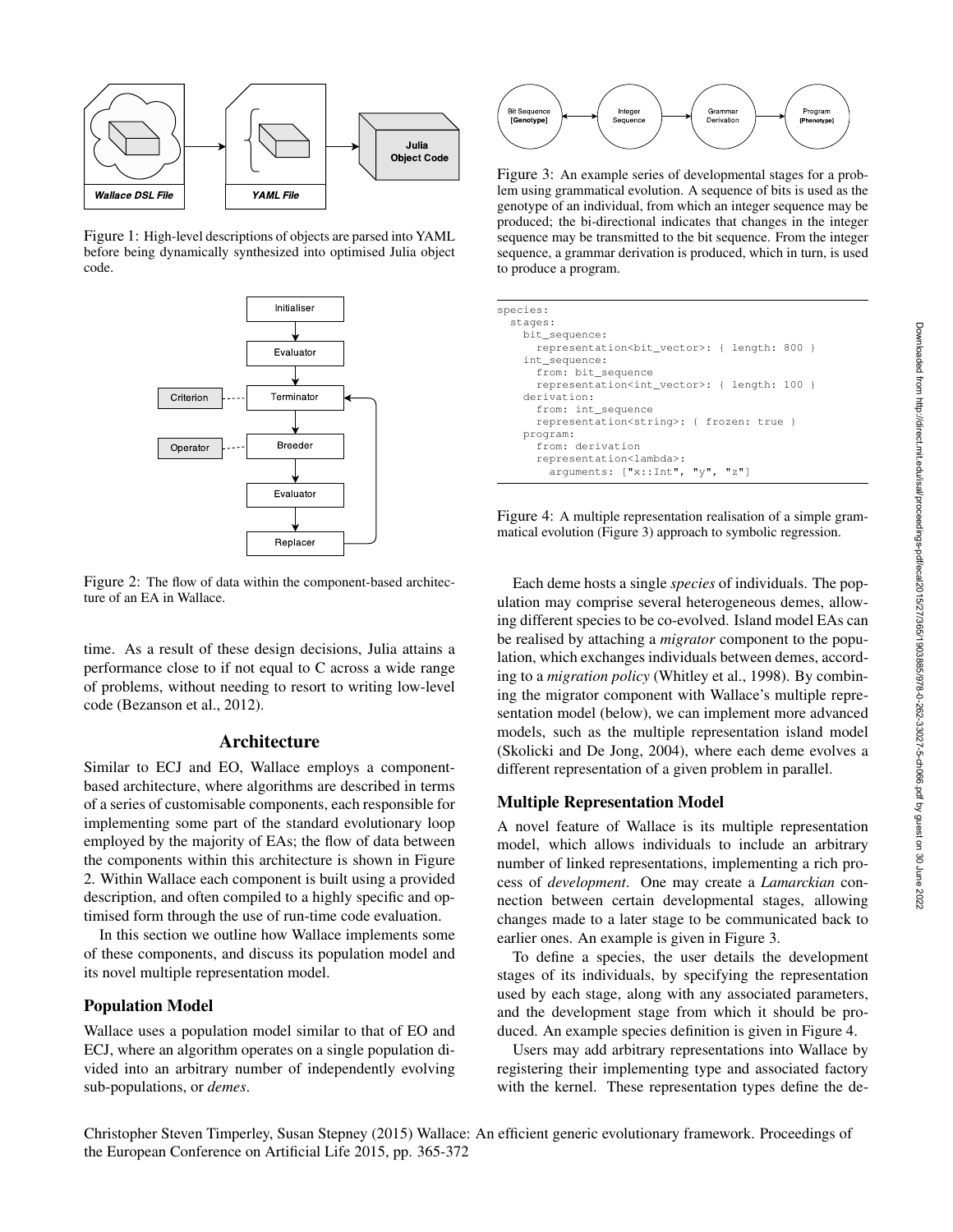Figure 1: High-level descriptions of objects are parsed into YAML before being dynamically synthesized into optimised Julia object code.

Figure 2: The flow of data within the component-based architecture of an EA in Wallace.

time. As a result of these design decisions, Julia attains a performance close to if not equal to C across a wide range of problems, without needing to resort to writing low-level code (Bezanson et al., 2012).

## Architecture

Similar to ECJ and EO, Wallace employs a component-based architecture, where algorithms are described in terms of a series of customisable components, each responsible for implementing some part of the standard evolutionary loop employed by the majority of EAs; the flow of data between the components within this architecture is shown in Figure 2. Within Wallace each component is built using a provided description, and often compiled to a highly specific and optimised form through the use of run-time code evaluation.

In this section we outline how Wallace implements some of these components, and discuss its population model and its novel multiple representation model.

### Population Model

Wallace uses a population model similar to that of EO and ECJ, where an algorithm operates on a single population divided into an arbitrary number of independently evolving sub-populations, or *demes*.

Figure 3: An example series of developmental stages for a problem using grammatical evolution. A sequence of bits is used as the genotype of an individual, from which an integer sequence may be produced; the bi-directional indicates that changes in the integer sequence may be transmitted to the bit sequence. From the integer sequence, a grammar derivation is produced, which in turn, is used to produce a program.

```
species:
  stages:
    bit_sequence:
      representation<bit_vector>: { length: 800 }
    int_sequence:
      from: bit_sequence
      representation<int_vector>: { length: 100 }
    derivation:
      from: int_sequence
      representation<string>: { frozen: true }
    program:
      from: derivation
      representation<lambda>:
        arguments: ["x::Int", "y", "z"]
```

Figure 4: A multiple representation realisation of a simple grammatical evolution (Figure 3) approach to symbolic regression.

Each deme hosts a single *species* of individuals. The population may comprise several heterogeneous demes, allowing different species to be co-evolved. Island model EAs can be realised by attaching a *migrator* component to the population, which exchanges individuals between demes, according to a *migration policy* (Whitley et al., 1998). By combining the migrator component with Wallace's multiple representation model (below), we can implement more advanced models, such as the multiple representation island model (Skolicki and De Jong, 2004), where each deme evolves a different representation of a given problem in parallel.

### Multiple Representation Model

A novel feature of Wallace is its multiple representation model, which allows individuals to include an arbitrary number of linked representations, implementing a rich process of *development*. One may create a *Lamarckian* connection between certain developmental stages, allowing changes made to a later stage to be communicated back to earlier ones. An example is given in Figure 3.

To define a species, the user details the development stages of its individuals, by specifying the representation used by each stage, along with any associated parameters, and the development stage from which it should be produced. An example species definition is given in Figure 4.

Users may add arbitrary representations into Wallace by registering their implementing type and associated factory with the kernel. These representation types define the de-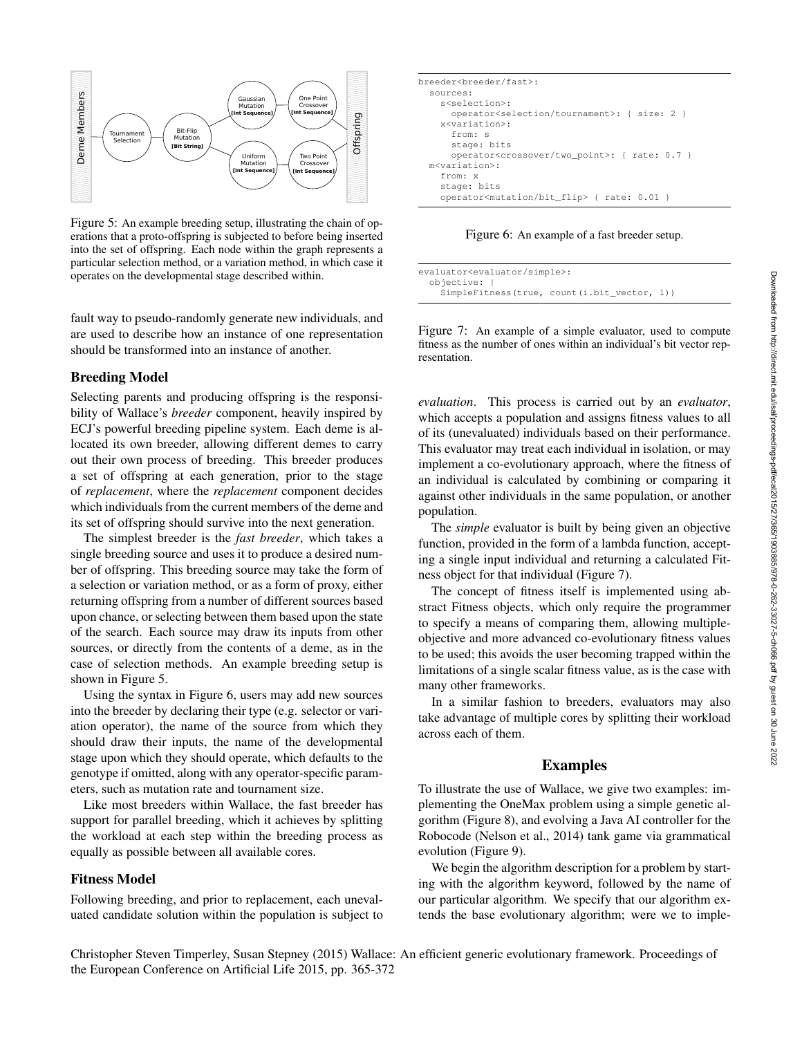Figure 5: An example breeding setup, illustrating the chain of operations that a proto-offspring is subjected to before being inserted into the set of offspring. Each node within the graph represents a particular selection method, or a variation method, in which case it operates on the developmental stage described within.

fault way to pseudo-randomly generate new individuals, and are used to describe how an instance of one representation should be transformed into an instance of another.

## Breeding Model

Selecting parents and producing offspring is the responsibility of Wallace's *breeder* component, heavily inspired by ECJ's powerful breeding pipeline system. Each deme is allocated its own breeder, allowing different demes to carry out their own process of breeding. This breeder produces a set of offspring at each generation, prior to the stage of *replacement*, where the *replacement* component decides which individuals from the current members of the deme and its set of offspring should survive into the next generation.

The simplest breeder is the *fast breeder*, which takes a single breeding source and uses it to produce a desired number of offspring. This breeding source may take the form of a selection or variation method, or as a form of proxy, either returning offspring from a number of different sources based upon chance, or selecting between them based upon the state of the search. Each source may draw its inputs from other sources, or directly from the contents of a deme, as in the case of selection methods. An example breeding setup is shown in Figure 5.

Using the syntax in Figure 6, users may add new sources into the breeder by declaring their type (e.g. selector or variation operator), the name of the source from which they should draw their inputs, the name of the developmental stage upon which they should operate, which defaults to the genotype if omitted, along with any operator-specific parameters, such as mutation rate and tournament size.

Like most breeders within Wallace, the fast breeder has support for parallel breeding, which it achieves by splitting the workload at each step within the breeding process as equally as possible between all available cores.

## Fitness Model

Following breeding, and prior to replacement, each unevaluated candidate solution within the population is subject to *evaluation*. This process is carried out by an *evaluator*, which accepts a population and assigns fitness values to all of its (unevaluated) individuals based on their performance. This evaluator may treat each individual in isolation, or may implement a co-evolutionary approach, where the fitness of an individual is calculated by combining or comparing it against other individuals in the same population, or another population.

```
breeder<breeder/fast>:
  sources:
    s<selection>:
      operator<selection/tournament>: { size: 2 }
    x<variation>:
      from: s
      stage: bits
      operator<crossover/two_point>: { rate: 0.7 }
  m<variation>:
    from: x
    stage: bits
    operator<mutation/bit_flip> { rate: 0.01 }
```

Figure 6: An example of a fast breeder setup.

```
evaluator<evaluator/simple>:
  objective: |
    SimpleFitness(true, count(i.bit_vector, 1))
```

Figure 7: An example of a simple evaluator, used to compute fitness as the number of ones within an individual's bit vector representation.

The *simple* evaluator is built by being given an objective function, provided in the form of a lambda function, accepting a single input individual and returning a calculated Fitness object for that individual (Figure 7).

The concept of fitness itself is implemented using abstract Fitness objects, which only require the programmer to specify a means of comparing them, allowing multiple-objective and more advanced co-evolutionary fitness values to be used; this avoids the user becoming trapped within the limitations of a single scalar fitness value, as is the case with many other frameworks.

In a similar fashion to breeders, evaluators may also take advantage of multiple cores by splitting their workload across each of them.

## Examples

To illustrate the use of Wallace, we give two examples: implementing the OneMax problem using a simple genetic algorithm (Figure 8), and evolving a Java AI controller for the Robocode (Nelson et al., 2014) tank game via grammatical evolution (Figure 9).

We begin the algorithm description for a problem by starting with the algorithm keyword, followed by the name of our particular algorithm. We specify that our algorithm extends the base evolutionary algorithm; were we to imple-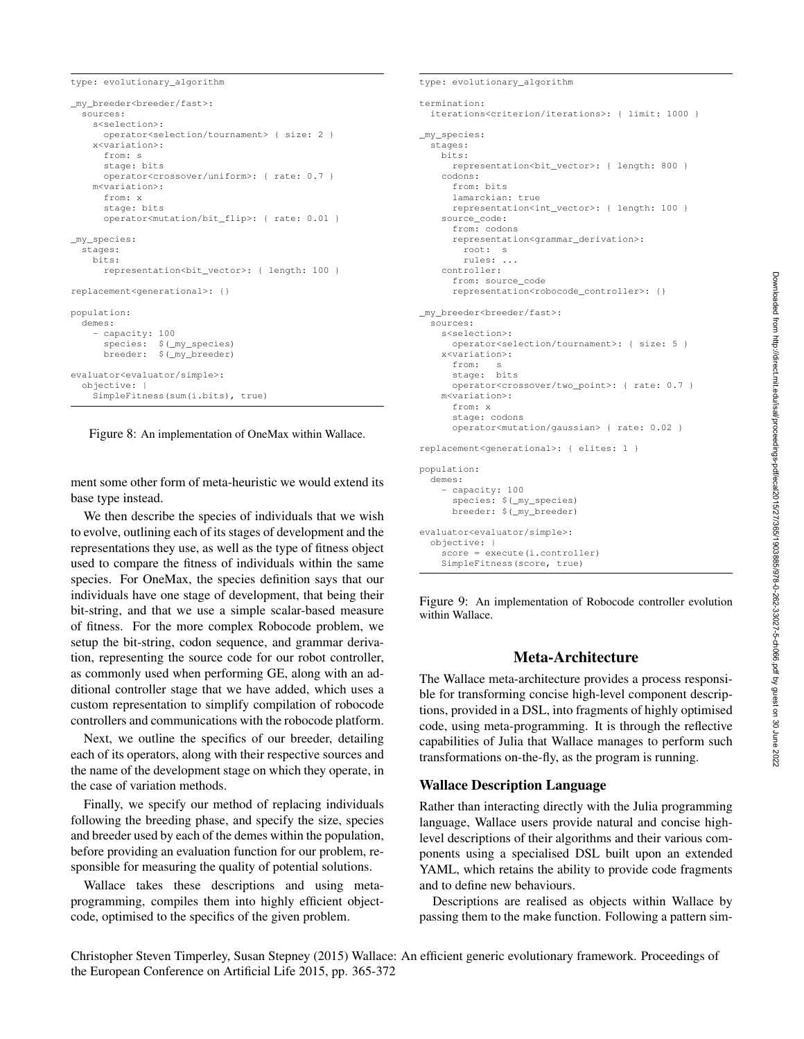```
type: evolutionary_algorithm

_my_breeder<breeder/fast>:
  sources:
    s<selection>:
      operator<selection/tournament> { size: 2 }
    x<variation>:
      from: s
      stage: bits
      operator<crossover/uniform>: { rate: 0.7 }
    m<variation>:
      from: x
      stage: bits
      operator<mutation/bit_flip>: { rate: 0.01 }

_my_species:
  stages:
    bits:
      representation<bit_vector>: { length: 100 }

replacement<generational>: {}

population:
  demes:
    - capacity: 100
      species:  $(_my_species)
      breeder:  $(_my_breeder)

evaluator<evaluator/simple>:
  objective: |
    SimpleFitness(sum(i.bits), true)
```

Figure 8: An implementation of OneMax within Wallace.

ment some other form of meta-heuristic we would extend its base type instead.

We then describe the species of individuals that we wish to evolve, outlining each of its stages of development and the representations they use, as well as the type of fitness object used to compare the fitness of individuals within the same species. For OneMax, the species definition says that our individuals have one stage of development, that being their bit-string, and that we use a simple scalar-based measure of fitness. For the more complex Robocode problem, we setup the bit-string, codon sequence, and grammar derivation, representing the source code for our robot controller, as commonly used when performing GE, along with an additional controller stage that we have added, which uses a custom representation to simplify compilation of robocode controllers and communications with the robocode platform.

Next, we outline the specifics of our breeder, detailing each of its operators, along with their respective sources and the name of the development stage on which they operate, in the case of variation methods.

Finally, we specify our method of replacing individuals following the breeding phase, and specify the size, species and breeder used by each of the demes within the population, before providing an evaluation function for our problem, responsible for measuring the quality of potential solutions.

Wallace takes these descriptions and using meta-programming, compiles them into highly efficient object-code, optimised to the specifics of the given problem.

```
type: evolutionary_algorithm

termination:
  iterations<criterion/iterations>: { limit: 1000 }

_my_species:
  stages:
    bits:
      representation<bit_vector>: { length: 800 }
    codons:
      from: bits
      lamarckian: true
      representation<int_vector>: { length: 100 }
    source_code:
      from: codons
      representation<grammar_derivation>:
        root:  s
        rules: ...
    controller:
      from: source_code
      representation<robocode_controller>: {}

_my_breeder<breeder/fast>:
  sources:
    s<selection>:
      operator<selection/tournament>: { size: 5 }
    x<variation>:
      from:   s
      stage:  bits
      operator<crossover/two_point>: { rate: 0.7 }
    m<variation>:
      from: x
      stage: codons
      operator<mutation/gaussian> { rate: 0.02 }

replacement<generational>: { elites: 1 }

population:
  demes:
    - capacity: 100
      species: $(_my_species)
      breeder: $(_my_breeder)

evaluator<evaluator/simple>:
  objective: |
    score = execute(i.controller)
    SimpleFitness(score, true)
```

Figure 9: An implementation of Robocode controller evolution within Wallace.

## Meta-Architecture

The Wallace meta-architecture provides a process responsible for transforming concise high-level component descriptions, provided in a DSL, into fragments of highly optimised code, using meta-programming. It is through the reflective capabilities of Julia that Wallace manages to perform such transformations on-the-fly, as the program is running.

### Wallace Description Language

Rather than interacting directly with the Julia programming language, Wallace users provide natural and concise high-level descriptions of their algorithms and their various components using a specialised DSL built upon an extended YAML, which retains the ability to provide code fragments and to define new behaviours.

Descriptions are realised as objects within Wallace by passing them to the make function. Following a pattern sim-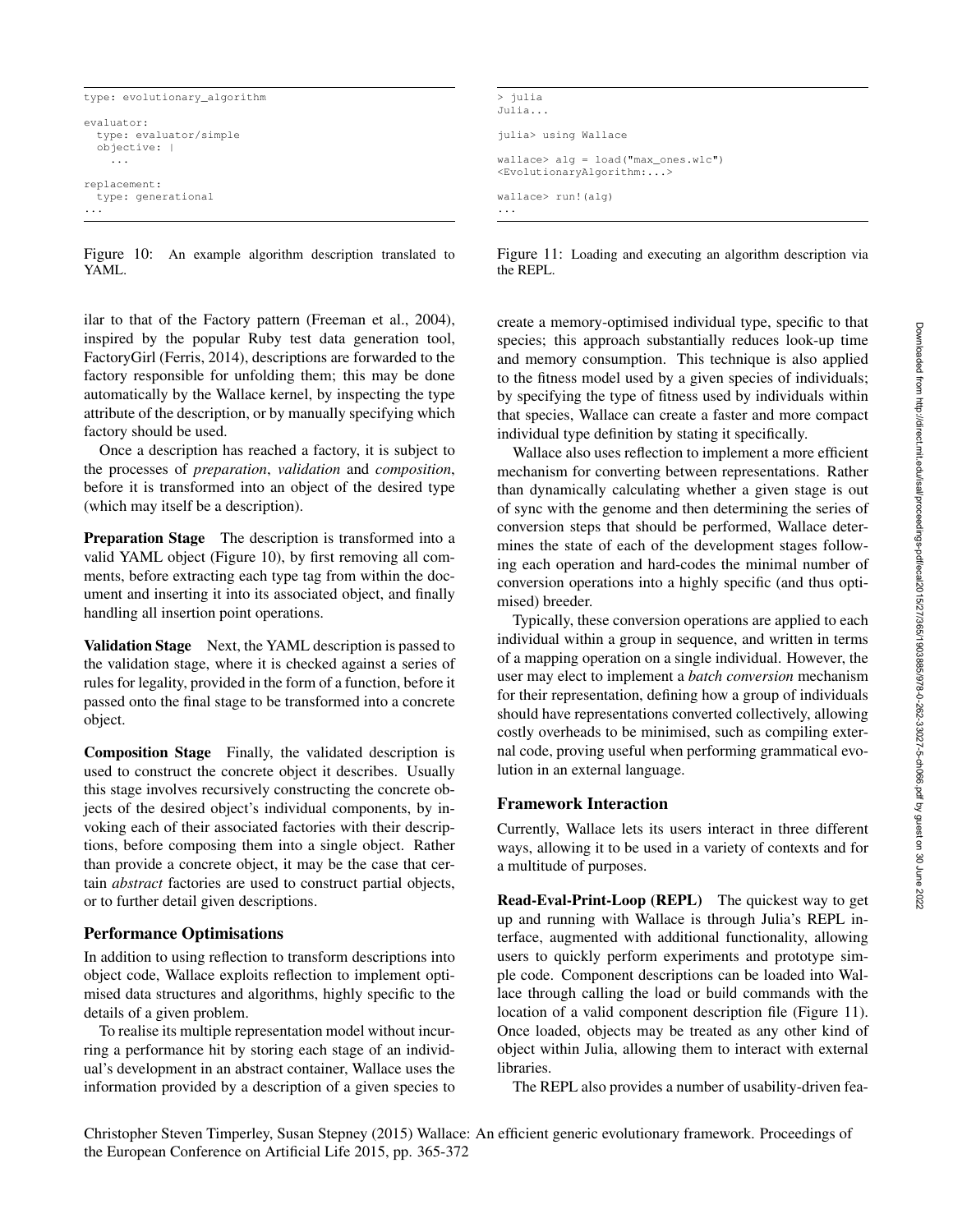```
type: evolutionary_algorithm

evaluator:
  type: evaluator/simple
  objective: |
    ...

replacement:
  type: generational
...
```

Figure 10: An example algorithm description translated to YAML.

```
> julia
Julia...

julia> using Wallace

wallace> alg = load("max_ones.wlc")
<EvolutionaryAlgorithm:...>

wallace> run!(alg)
...
```

Figure 11: Loading and executing an algorithm description via the REPL.

ilar to that of the Factory pattern (Freeman et al., 2004), inspired by the popular Ruby test data generation tool, FactoryGirl (Ferris, 2014), descriptions are forwarded to the factory responsible for unfolding them; this may be done automatically by the Wallace kernel, by inspecting the type attribute of the description, or by manually specifying which factory should be used.

Once a description has reached a factory, it is subject to the processes of *preparation*, *validation* and *composition*, before it is transformed into an object of the desired type (which may itself be a description).

**Preparation Stage** The description is transformed into a valid YAML object (Figure 10), by first removing all comments, before extracting each type tag from within the document and inserting it into its associated object, and finally handling all insertion point operations.

**Validation Stage** Next, the YAML description is passed to the validation stage, where it is checked against a series of rules for legality, provided in the form of a function, before it passed onto the final stage to be transformed into a concrete object.

**Composition Stage** Finally, the validated description is used to construct the concrete object it describes. Usually this stage involves recursively constructing the concrete objects of the desired object's individual components, by invoking each of their associated factories with their descriptions, before composing them into a single object. Rather than provide a concrete object, it may be the case that certain *abstract* factories are used to construct partial objects, or to further detail given descriptions.

## Performance Optimisations

In addition to using reflection to transform descriptions into object code, Wallace exploits reflection to implement optimised data structures and algorithms, highly specific to the details of a given problem.

To realise its multiple representation model without incurring a performance hit by storing each stage of an individual's development in an abstract container, Wallace uses the information provided by a description of a given species to create a memory-optimised individual type, specific to that species; this approach substantially reduces look-up time and memory consumption. This technique is also applied to the fitness model used by a given species of individuals; by specifying the type of fitness used by individuals within that species, Wallace can create a faster and more compact individual type definition by stating it specifically.

Wallace also uses reflection to implement a more efficient mechanism for converting between representations. Rather than dynamically calculating whether a given stage is out of sync with the genome and then determining the series of conversion steps that should be performed, Wallace determines the state of each of the development stages following each operation and hard-codes the minimal number of conversion operations into a highly specific (and thus optimised) breeder.

Typically, these conversion operations are applied to each individual within a group in sequence, and written in terms of a mapping operation on a single individual. However, the user may elect to implement a *batch conversion* mechanism for their representation, defining how a group of individuals should have representations converted collectively, allowing costly overheads to be minimised, such as compiling external code, proving useful when performing grammatical evolution in an external language.

## Framework Interaction

Currently, Wallace lets its users interact in three different ways, allowing it to be used in a variety of contexts and for a multitude of purposes.

**Read-Eval-Print-Loop (REPL)** The quickest way to get up and running with Wallace is through Julia's REPL interface, augmented with additional functionality, allowing users to quickly perform experiments and prototype simple code. Component descriptions can be loaded into Wallace through calling the load or build commands with the location of a valid component description file (Figure 11). Once loaded, objects may be treated as any other kind of object within Julia, allowing them to interact with external libraries.

The REPL also provides a number of usability-driven fea-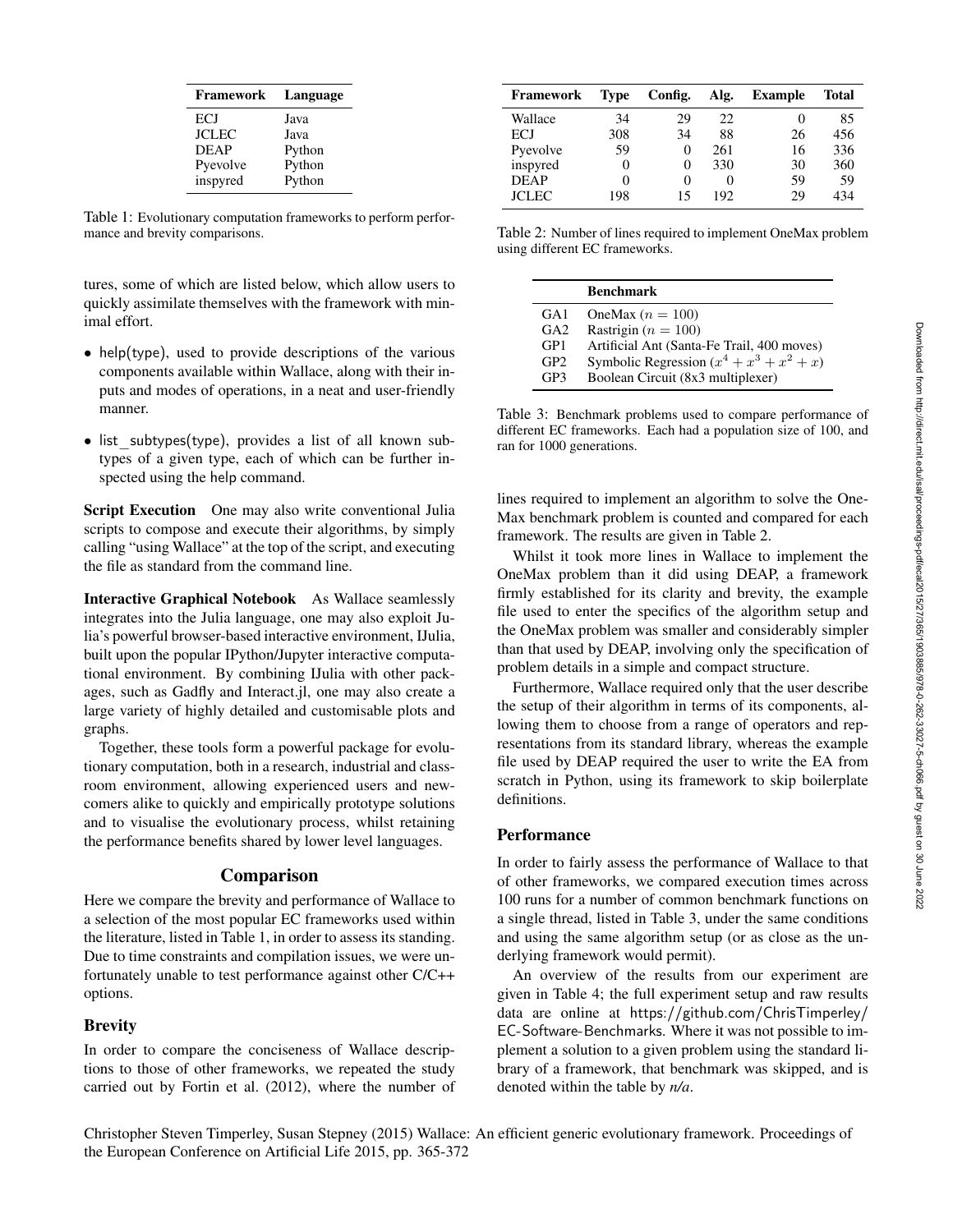| Framework | Language |
|---|---|
| ECJ | Java |
| JCLEC | Java |
| DEAP | Python |
| Pyevolve | Python |
| inspyred | Python |

Table 1: Evolutionary computation frameworks to perform performance and brevity comparisons.

tures, some of which are listed below, which allow users to quickly assimilate themselves with the framework with minimal effort.

- help(type), used to provide descriptions of the various components available within Wallace, along with their inputs and modes of operations, in a neat and user-friendly manner.
- list_subtypes(type), provides a list of all known subtypes of a given type, each of which can be further inspected using the help command.

**Script Execution** One may also write conventional Julia scripts to compose and execute their algorithms, by simply calling "using Wallace" at the top of the script, and executing the file as standard from the command line.

**Interactive Graphical Notebook** As Wallace seamlessly integrates into the Julia language, one may also exploit Julia's powerful browser-based interactive environment, IJulia, built upon the popular IPython/Jupyter interactive computational environment. By combining IJulia with other packages, such as Gadfly and Interact.jl, one may also create a large variety of highly detailed and customisable plots and graphs.

Together, these tools form a powerful package for evolutionary computation, both in a research, industrial and classroom environment, allowing experienced users and newcomers alike to quickly and empirically prototype solutions and to visualise the evolutionary process, whilst retaining the performance benefits shared by lower level languages.

## Comparison

Here we compare the brevity and performance of Wallace to a selection of the most popular EC frameworks used within the literature, listed in Table 1, in order to assess its standing. Due to time constraints and compilation issues, we were unfortunately unable to test performance against other C/C++ options.

### Brevity

In order to compare the conciseness of Wallace descriptions to those of other frameworks, we repeated the study carried out by Fortin et al. (2012), where the number of lines required to implement an algorithm to solve the OneMax benchmark problem is counted and compared for each framework. The results are given in Table 2.

| Framework | Type | Config. | Alg. | Example | Total |
|---|---|---|---|---|---|
| Wallace | 34 | 29 | 22 | 0 | 85 |
| ECJ | 308 | 34 | 88 | 26 | 456 |
| Pyevolve | 59 | 0 | 261 | 16 | 336 |
| inspyred | 0 | 0 | 330 | 30 | 360 |
| DEAP | 0 | 0 | 0 | 59 | 59 |
| JCLEC | 198 | 15 | 192 | 29 | 434 |

Table 2: Number of lines required to implement OneMax problem using different EC frameworks.

| | Benchmark |
|---|---|
| GA1 | OneMax ($n = 100$) |
| GA2 | Rastrigin ($n = 100$) |
| GP1 | Artificial Ant (Santa-Fe Trail, 400 moves) |
| GP2 | Symbolic Regression ($x^4 + x^3 + x^2 + x$) |
| GP3 | Boolean Circuit (8x3 multiplexer) |

Table 3: Benchmark problems used to compare performance of different EC frameworks. Each had a population size of 100, and ran for 1000 generations.

Whilst it took more lines in Wallace to implement the OneMax problem than it did using DEAP, a framework firmly established for its clarity and brevity, the example file used to enter the specifics of the algorithm setup and the OneMax problem was smaller and considerably simpler than that used by DEAP, involving only the specification of problem details in a simple and compact structure.

Furthermore, Wallace required only that the user describe the setup of their algorithm in terms of its components, allowing them to choose from a range of operators and representations from its standard library, whereas the example file used by DEAP required the user to write the EA from scratch in Python, using its framework to skip boilerplate definitions.

### Performance

In order to fairly assess the performance of Wallace to that of other frameworks, we compared execution times across 100 runs for a number of common benchmark functions on a single thread, listed in Table 3, under the same conditions and using the same algorithm setup (or as close as the underlying framework would permit).

An overview of the results from our experiment are given in Table 4; the full experiment setup and raw results data are online at https://github.com/ChrisTimperley/EC-Software-Benchmarks. Where it was not possible to implement a solution to a given problem using the standard library of a framework, that benchmark was skipped, and is denoted within the table by *n/a*.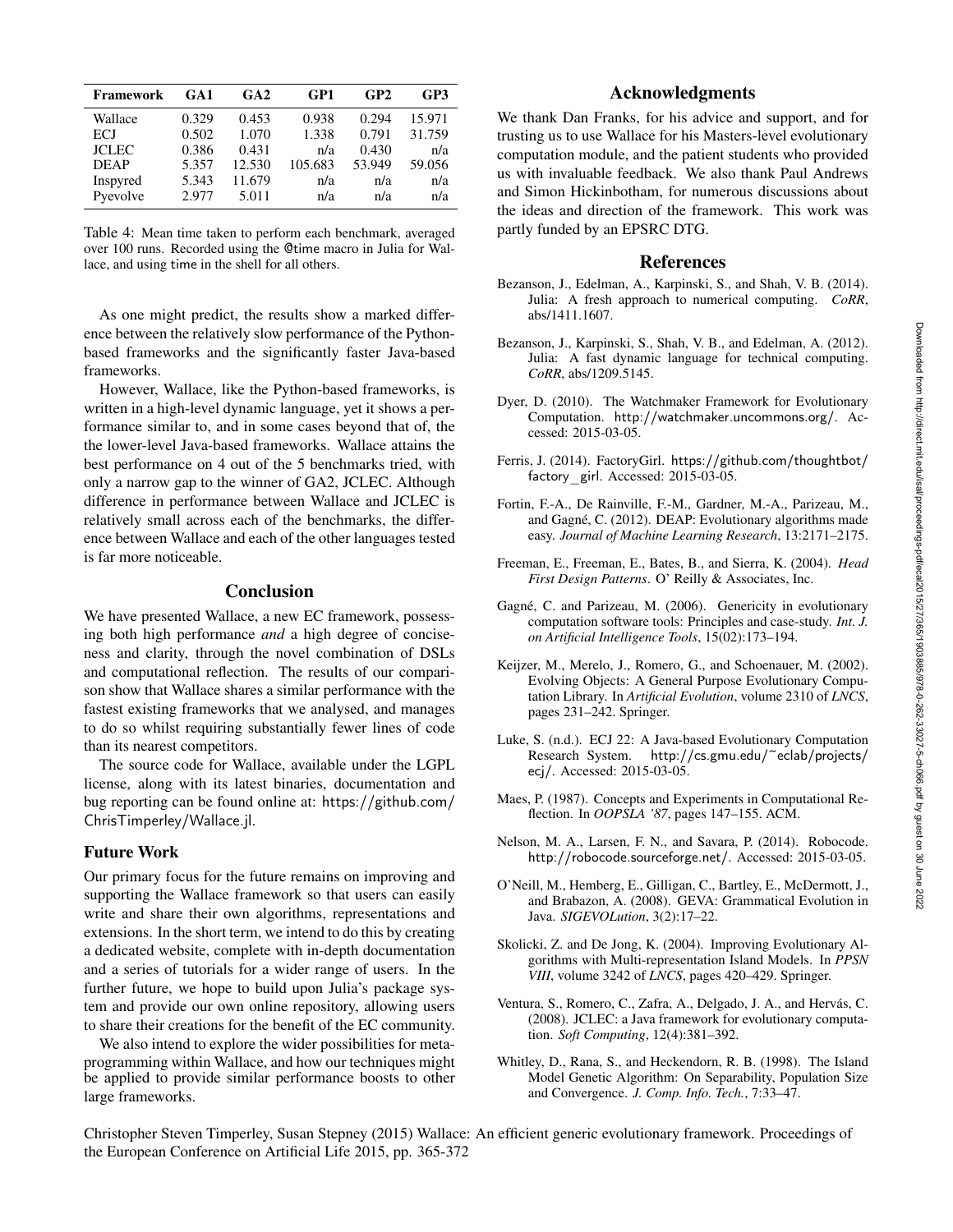| Framework | GA1 | GA2 | GP1 | GP2 | GP3 |
|---|---|---|---|---|---|
| Wallace | 0.329 | 0.453 | 0.938 | 0.294 | 15.971 |
| ECJ | 0.502 | 1.070 | 1.338 | 0.791 | 31.759 |
| JCLEC | 0.386 | 0.431 | n/a | 0.430 | n/a |
| DEAP | 5.357 | 12.530 | 105.683 | 53.949 | 59.056 |
| Inspyred | 5.343 | 11.679 | n/a | n/a | n/a |
| Pyevolve | 2.977 | 5.011 | n/a | n/a | n/a |

Table 4: Mean time taken to perform each benchmark, averaged over 100 runs. Recorded using the @time macro in Julia for Wallace, and using time in the shell for all others.

As one might predict, the results show a marked difference between the relatively slow performance of the Python-based frameworks and the significantly faster Java-based frameworks.

However, Wallace, like the Python-based frameworks, is written in a high-level dynamic language, yet it shows a performance similar to, and in some cases beyond that of, the the lower-level Java-based frameworks. Wallace attains the best performance on 4 out of the 5 benchmarks tried, with only a narrow gap to the winner of GA2, JCLEC. Although difference in performance between Wallace and JCLEC is relatively small across each of the benchmarks, the difference between Wallace and each of the other languages tested is far more noticeable.

## Conclusion

We have presented Wallace, a new EC framework, possessing both high performance *and* a high degree of conciseness and clarity, through the novel combination of DSLs and computational reflection. The results of our comparison show that Wallace shares a similar performance with the fastest existing frameworks that we analysed, and manages to do so whilst requiring substantially fewer lines of code than its nearest competitors.

The source code for Wallace, available under the LGPL license, along with its latest binaries, documentation and bug reporting can be found online at: https://github.com/ChrisTimperley/Wallace.jl.

### Future Work

Our primary focus for the future remains on improving and supporting the Wallace framework so that users can easily write and share their own algorithms, representations and extensions. In the short term, we intend to do this by creating a dedicated website, complete with in-depth documentation and a series of tutorials for a wider range of users. In the further future, we hope to build upon Julia's package system and provide our own online repository, allowing users to share their creations for the benefit of the EC community.

We also intend to explore the wider possibilities for meta-programming within Wallace, and how our techniques might be applied to provide similar performance boosts to other large frameworks.

## Acknowledgments

We thank Dan Franks, for his advice and support, and for trusting us to use Wallace for his Masters-level evolutionary computation module, and the patient students who provided us with invaluable feedback. We also thank Paul Andrews and Simon Hickinbotham, for numerous discussions about the ideas and direction of the framework. This work was partly funded by an EPSRC DTG.

## References

Bezanson, J., Edelman, A., Karpinski, S., and Shah, V. B. (2014). Julia: A fresh approach to numerical computing. *CoRR*, abs/1411.1607.

Bezanson, J., Karpinski, S., Shah, V. B., and Edelman, A. (2012). Julia: A fast dynamic language for technical computing. *CoRR*, abs/1209.5145.

Dyer, D. (2010). The Watchmaker Framework for Evolutionary Computation. http://watchmaker.uncommons.org/. Accessed: 2015-03-05.

Ferris, J. (2014). FactoryGirl. https://github.com/thoughtbot/factory_girl. Accessed: 2015-03-05.

Fortin, F.-A., De Rainville, F.-M., Gardner, M.-A., Parizeau, M., and Gagné, C. (2012). DEAP: Evolutionary algorithms made easy. *Journal of Machine Learning Research*, 13:2171–2175.

Freeman, E., Freeman, E., Bates, B., and Sierra, K. (2004). *Head First Design Patterns*. O' Reilly & Associates, Inc.

Gagné, C. and Parizeau, M. (2006). Genericity in evolutionary computation software tools: Principles and case-study. *Int. J. on Artificial Intelligence Tools*, 15(02):173–194.

Keijzer, M., Merelo, J., Romero, G., and Schoenauer, M. (2002). Evolving Objects: A General Purpose Evolutionary Computation Library. In *Artificial Evolution*, volume 2310 of *LNCS*, pages 231–242. Springer.

Luke, S. (n.d.). ECJ 22: A Java-based Evolutionary Computation Research System. http://cs.gmu.edu/~eclab/projects/ecj/. Accessed: 2015-03-05.

Maes, P. (1987). Concepts and Experiments in Computational Reflection. In *OOPSLA '87*, pages 147–155. ACM.

Nelson, M. A., Larsen, F. N., and Savara, P. (2014). Robocode. http://robocode.sourceforge.net/. Accessed: 2015-03-05.

O'Neill, M., Hemberg, E., Gilligan, C., Bartley, E., McDermott, J., and Brabazon, A. (2008). GEVA: Grammatical Evolution in Java. *SIGEVOLution*, 3(2):17–22.

Skolicki, Z. and De Jong, K. (2004). Improving Evolutionary Algorithms with Multi-representation Island Models. In *PPSN VIII*, volume 3242 of *LNCS*, pages 420–429. Springer.

Ventura, S., Romero, C., Zafra, A., Delgado, J. A., and Hervás, C. (2008). JCLEC: a Java framework for evolutionary computation. *Soft Computing*, 12(4):381–392.

Whitley, D., Rana, S., and Heckendorn, R. B. (1998). The Island Model Genetic Algorithm: On Separability, Population Size and Convergence. *J. Comp. Info. Tech.*, 7:33–47.